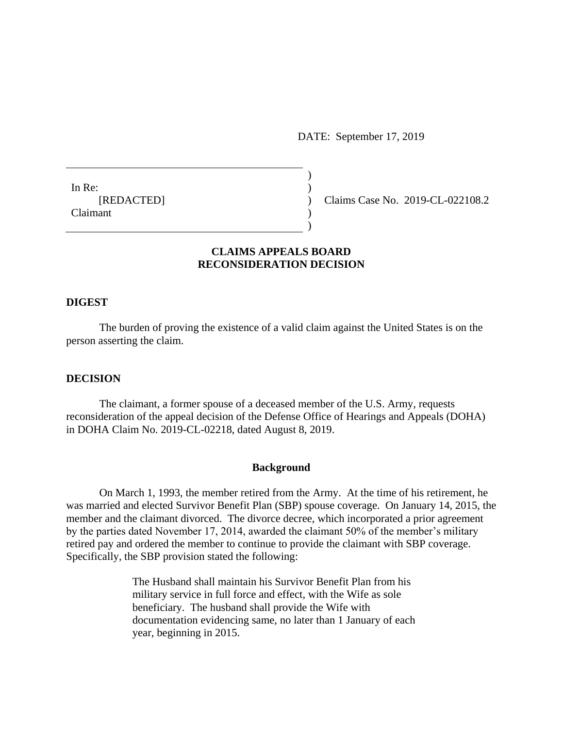DATE: September 17, 2019

In Re:
[REDACTED]
Claimant

Claims Case No. 2019-CL-022108.2

## CLAIMS APPEALS BOARD
## RECONSIDERATION DECISION

### DIGEST

The burden of proving the existence of a valid claim against the United States is on the person asserting the claim.

### DECISION

The claimant, a former spouse of a deceased member of the U.S. Army, requests reconsideration of the appeal decision of the Defense Office of Hearings and Appeals (DOHA) in DOHA Claim No. 2019-CL-02218, dated August 8, 2019.

#### Background

On March 1, 1993, the member retired from the Army. At the time of his retirement, he was married and elected Survivor Benefit Plan (SBP) spouse coverage. On January 14, 2015, the member and the claimant divorced. The divorce decree, which incorporated a prior agreement by the parties dated November 17, 2014, awarded the claimant 50% of the member's military retired pay and ordered the member to continue to provide the claimant with SBP coverage. Specifically, the SBP provision stated the following:

> The Husband shall maintain his Survivor Benefit Plan from his military service in full force and effect, with the Wife as sole beneficiary. The husband shall provide the Wife with documentation evidencing same, no later than 1 January of each year, beginning in 2015.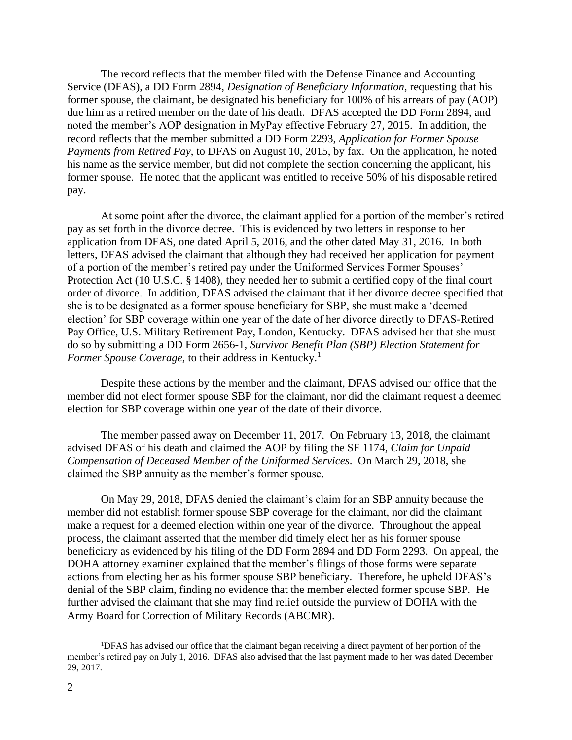The record reflects that the member filed with the Defense Finance and Accounting Service (DFAS), a DD Form 2894, *Designation of Beneficiary Information*, requesting that his former spouse, the claimant, be designated his beneficiary for 100% of his arrears of pay (AOP) due him as a retired member on the date of his death. DFAS accepted the DD Form 2894, and noted the member's AOP designation in MyPay effective February 27, 2015. In addition, the record reflects that the member submitted a DD Form 2293, *Application for Former Spouse Payments from Retired Pay*, to DFAS on August 10, 2015, by fax. On the application, he noted his name as the service member, but did not complete the section concerning the applicant, his former spouse. He noted that the applicant was entitled to receive 50% of his disposable retired pay.

At some point after the divorce, the claimant applied for a portion of the member's retired pay as set forth in the divorce decree. This is evidenced by two letters in response to her application from DFAS, one dated April 5, 2016, and the other dated May 31, 2016. In both letters, DFAS advised the claimant that although they had received her application for payment of a portion of the member's retired pay under the Uniformed Services Former Spouses' Protection Act (10 U.S.C. § 1408), they needed her to submit a certified copy of the final court order of divorce. In addition, DFAS advised the claimant that if her divorce decree specified that she is to be designated as a former spouse beneficiary for SBP, she must make a 'deemed election' for SBP coverage within one year of the date of her divorce directly to DFAS-Retired Pay Office, U.S. Military Retirement Pay, London, Kentucky. DFAS advised her that she must do so by submitting a DD Form 2656-1, *Survivor Benefit Plan (SBP) Election Statement for Former Spouse Coverage*, to their address in Kentucky.[1]

Despite these actions by the member and the claimant, DFAS advised our office that the member did not elect former spouse SBP for the claimant, nor did the claimant request a deemed election for SBP coverage within one year of the date of their divorce.

The member passed away on December 11, 2017. On February 13, 2018, the claimant advised DFAS of his death and claimed the AOP by filing the SF 1174, *Claim for Unpaid Compensation of Deceased Member of the Uniformed Services*. On March 29, 2018, she claimed the SBP annuity as the member's former spouse.

On May 29, 2018, DFAS denied the claimant's claim for an SBP annuity because the member did not establish former spouse SBP coverage for the claimant, nor did the claimant make a request for a deemed election within one year of the divorce. Throughout the appeal process, the claimant asserted that the member did timely elect her as his former spouse beneficiary as evidenced by his filing of the DD Form 2894 and DD Form 2293. On appeal, the DOHA attorney examiner explained that the member's filings of those forms were separate actions from electing her as his former spouse SBP beneficiary. Therefore, he upheld DFAS's denial of the SBP claim, finding no evidence that the member elected former spouse SBP. He further advised the claimant that she may find relief outside the purview of DOHA with the Army Board for Correction of Military Records (ABCMR).

[1]DFAS has advised our office that the claimant began receiving a direct payment of her portion of the member's retired pay on July 1, 2016. DFAS also advised that the last payment made to her was dated December 29, 2017.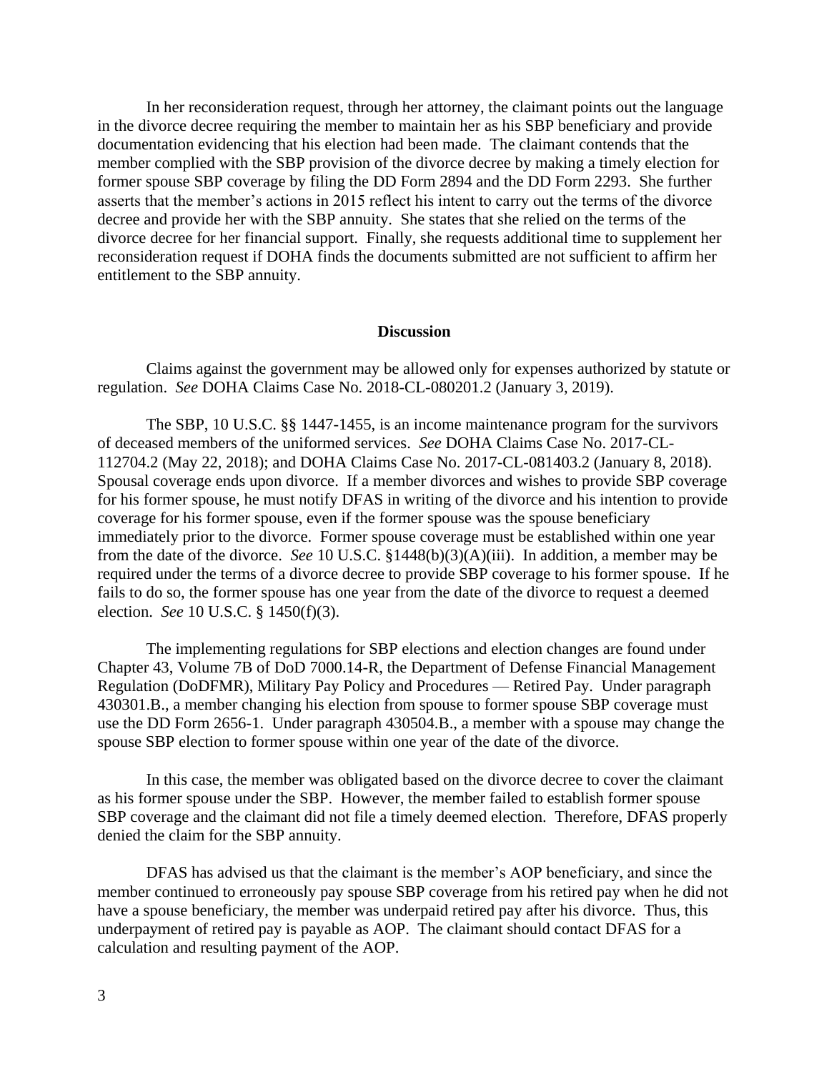In her reconsideration request, through her attorney, the claimant points out the language in the divorce decree requiring the member to maintain her as his SBP beneficiary and provide documentation evidencing that his election had been made. The claimant contends that the member complied with the SBP provision of the divorce decree by making a timely election for former spouse SBP coverage by filing the DD Form 2894 and the DD Form 2293. She further asserts that the member's actions in 2015 reflect his intent to carry out the terms of the divorce decree and provide her with the SBP annuity. She states that she relied on the terms of the divorce decree for her financial support. Finally, she requests additional time to supplement her reconsideration request if DOHA finds the documents submitted are not sufficient to affirm her entitlement to the SBP annuity.

## Discussion

Claims against the government may be allowed only for expenses authorized by statute or regulation. *See* DOHA Claims Case No. 2018-CL-080201.2 (January 3, 2019).

The SBP, 10 U.S.C. §§ 1447-1455, is an income maintenance program for the survivors of deceased members of the uniformed services. *See* DOHA Claims Case No. 2017-CL-112704.2 (May 22, 2018); and DOHA Claims Case No. 2017-CL-081403.2 (January 8, 2018). Spousal coverage ends upon divorce. If a member divorces and wishes to provide SBP coverage for his former spouse, he must notify DFAS in writing of the divorce and his intention to provide coverage for his former spouse, even if the former spouse was the spouse beneficiary immediately prior to the divorce. Former spouse coverage must be established within one year from the date of the divorce. *See* 10 U.S.C. §1448(b)(3)(A)(iii). In addition, a member may be required under the terms of a divorce decree to provide SBP coverage to his former spouse. If he fails to do so, the former spouse has one year from the date of the divorce to request a deemed election. *See* 10 U.S.C. § 1450(f)(3).

The implementing regulations for SBP elections and election changes are found under Chapter 43, Volume 7B of DoD 7000.14-R, the Department of Defense Financial Management Regulation (DoDFMR), Military Pay Policy and Procedures — Retired Pay. Under paragraph 430301.B., a member changing his election from spouse to former spouse SBP coverage must use the DD Form 2656-1. Under paragraph 430504.B., a member with a spouse may change the spouse SBP election to former spouse within one year of the date of the divorce.

In this case, the member was obligated based on the divorce decree to cover the claimant as his former spouse under the SBP. However, the member failed to establish former spouse SBP coverage and the claimant did not file a timely deemed election. Therefore, DFAS properly denied the claim for the SBP annuity.

DFAS has advised us that the claimant is the member's AOP beneficiary, and since the member continued to erroneously pay spouse SBP coverage from his retired pay when he did not have a spouse beneficiary, the member was underpaid retired pay after his divorce. Thus, this underpayment of retired pay is payable as AOP. The claimant should contact DFAS for a calculation and resulting payment of the AOP.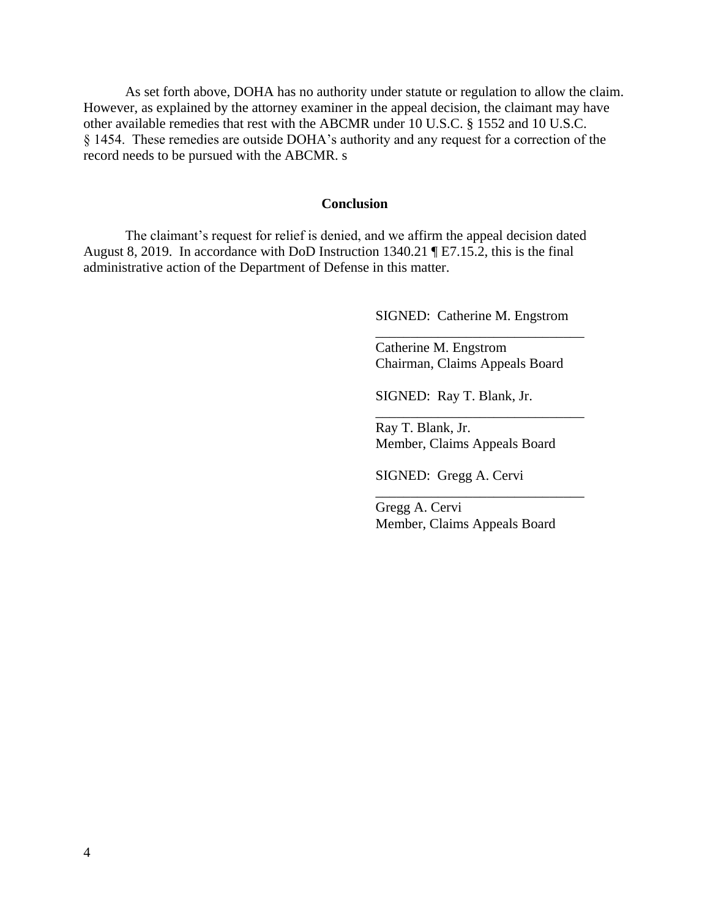As set forth above, DOHA has no authority under statute or regulation to allow the claim. However, as explained by the attorney examiner in the appeal decision, the claimant may have other available remedies that rest with the ABCMR under 10 U.S.C. § 1552 and 10 U.S.C. § 1454. These remedies are outside DOHA's authority and any request for a correction of the record needs to be pursued with the ABCMR. s

## Conclusion

The claimant's request for relief is denied, and we affirm the appeal decision dated August 8, 2019. In accordance with DoD Instruction 1340.21 ¶ E7.15.2, this is the final administrative action of the Department of Defense in this matter.

SIGNED: Catherine M. Engstrom

_______________________________

Catherine M. Engstrom
Chairman, Claims Appeals Board

SIGNED: Ray T. Blank, Jr.

_______________________________

Ray T. Blank, Jr.
Member, Claims Appeals Board

SIGNED: Gregg A. Cervi

_______________________________

Gregg A. Cervi
Member, Claims Appeals Board